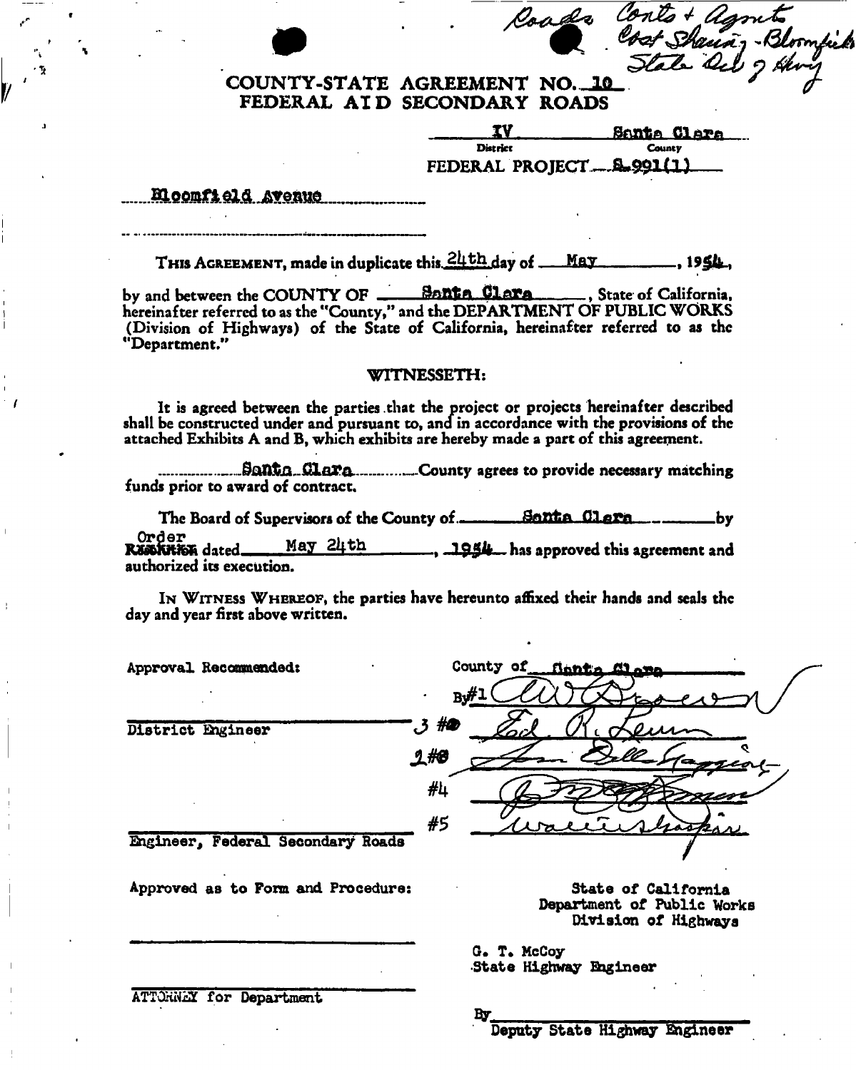Roads Conts + Agmts
Cost Sharing - Bloomfield
State Dept of Hwy

# COUNTY-STATE AGREEMENT NO. 10
## FEDERAL AID SECONDARY ROADS

IV — District &nbsp;&nbsp;&nbsp;&nbsp; Santa Clara — County

FEDERAL PROJECT S.991(1)

Bloomfield Avenue

THIS AGREEMENT, made in duplicate this 24th day of May, 1954, by and between the COUNTY OF Santa Clara, State of California, hereinafter referred to as the "County," and the DEPARTMENT OF PUBLIC WORKS (Division of Highways) of the State of California, hereinafter referred to as the "Department."

### WITNESSETH:

It is agreed between the parties that the project or projects hereinafter described shall be constructed under and pursuant to, and in accordance with the provisions of the attached Exhibits A and B, which exhibits are hereby made a part of this agreement.

Santa Clara County agrees to provide necessary matching funds prior to award of contract.

The Board of Supervisors of the County of Santa Clara by ~~Resolution~~ Order dated May 24th, 1954 has approved this agreement and authorized its execution.

IN WITNESS WHEREOF, the parties have hereunto affixed their hands and seals the day and year first above written.

Approval Recommended:

District Engineer

Engineer, Federal Secondary Roads

Approved as to Form and Procedure:

ATTORNEY for Department

County of Santa Clara

By #1 [signature]

#3 [signature: Ed. R. Levin]

#2 [signature]

#4 [signature]

#5 [signature: Wallace ...]

State of California
Department of Public Works
Division of Highways

G. T. McCoy
State Highway Engineer

By ______________________
Deputy State Highway Engineer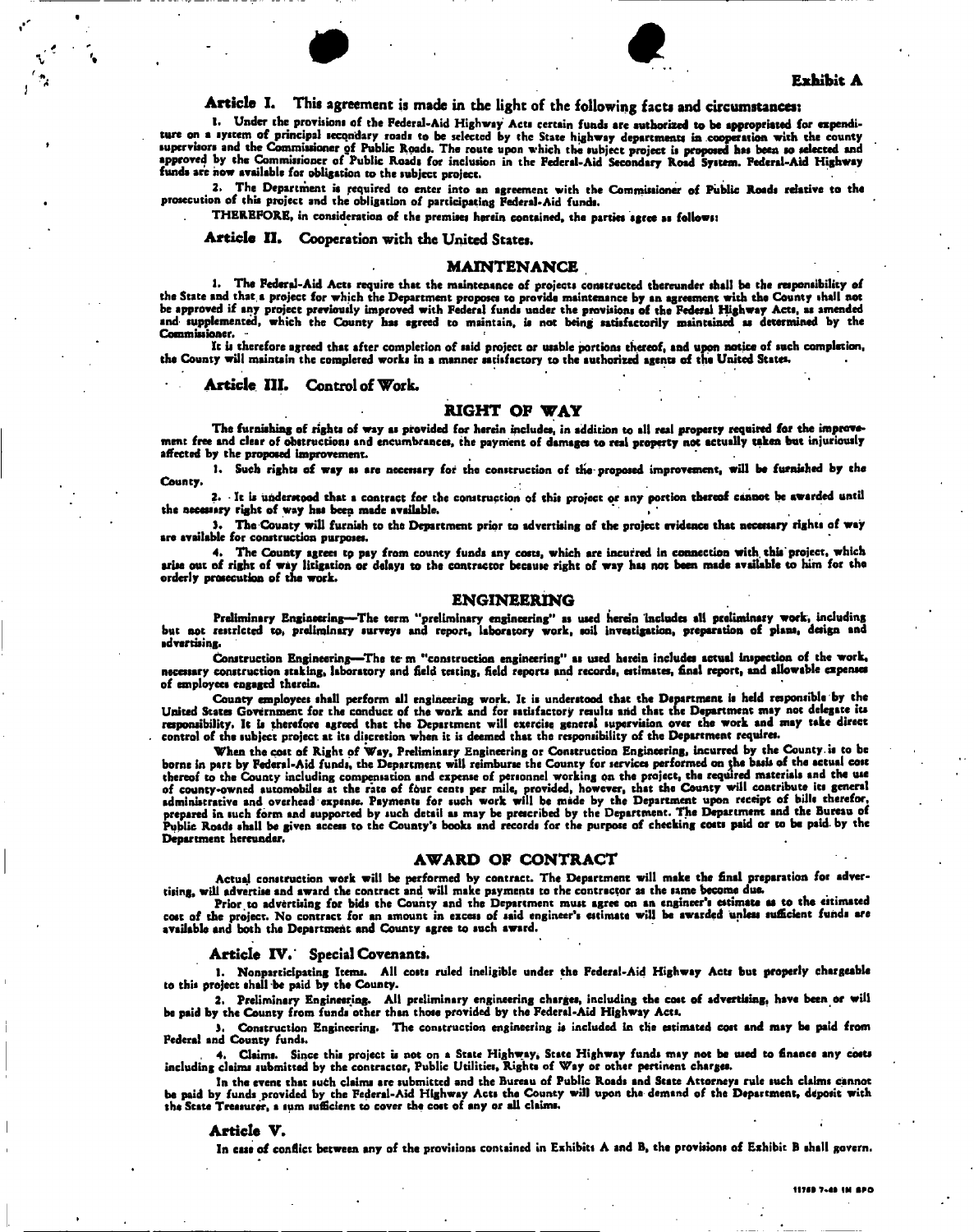**Exhibit A**

**Article I.** This agreement is made in the light of the following facts and circumstances:

1. Under the provisions of the Federal-Aid Highway Acts certain funds are authorized to be appropriated for expenditure on a system of principal secondary roads to be selected by the State highway departments in cooperation with the county supervisors and the Commissioner of Public Roads. The route upon which the subject project is proposed has been so selected and approved by the Commissioner of Public Roads for inclusion in the Federal-Aid Secondary Road System. Federal-Aid Highway funds are now available for obligation to the subject project.

2. The Department is required to enter into an agreement with the Commissioner of Public Roads relative to the prosecution of this project and the obligation of participating Federal-Aid funds.

THEREFORE, in consideration of the premises herein contained, the parties agree as follows:

**Article II.** Cooperation with the United States.

## MAINTENANCE

1. The Federal-Aid Acts require that the maintenance of projects constructed thereunder shall be the responsibility of the State and that a project for which the Department proposes to provide maintenance by an agreement with the County shall not be approved if any project previously improved with Federal funds under the provisions of the Federal Highway Acts, as amended and supplemented, which the County has agreed to maintain, is not being satisfactorily maintained as determined by the Commissioner.

It is therefore agreed that after completion of said project or usable portions thereof, and upon notice of such completion, the County will maintain the completed works in a manner satisfactory to the authorized agents of the United States.

**Article III.** Control of Work.

## RIGHT OF WAY

The furnishing of rights of way as provided for herein includes, in addition to all real property required for the improvement free and clear of obstructions and encumbrances, the payment of damages to real property not actually taken but injuriously affected by the proposed improvement.

1. Such rights of way as are necessary for the construction of the proposed improvement, will be furnished by the County.

2. It is understood that a contract for the construction of this project or any portion thereof cannot be awarded until the necessary right of way has been made available.

3. The County will furnish to the Department prior to advertising of the project evidence that necessary rights of way are available for construction purposes.

4. The County agrees to pay from county funds any costs, which are incurred in connection with this project, which arise out of right of way litigation or delays to the contractor because right of way has not been made available to him for the orderly prosecution of the work.

## ENGINEERING

Preliminary Engineering—The term "preliminary engineering" as used herein includes all preliminary work, including but not restricted to, preliminary surveys and report, laboratory work, soil investigation, preparation of plans, design and advertising.

Construction Engineering—The term "construction engineering" as used herein includes actual inspection of the work, necessary construction staking, laboratory and field testing, field reports and records, estimates, final report, and allowable expenses of employees engaged therein.

County employees shall perform all engineering work. It is understood that the Department is held responsible by the United States Government for the conduct of the work and for satisfactory results and that the Department may not delegate its responsibility. It is therefore agreed that the Department will exercise general supervision over the work and may take direct control of the subject project at its discretion when it is deemed that the responsibility of the Department requires.

When the cost of Right of Way, Preliminary Engineering or Construction Engineering, incurred by the County is to be borne in part by Federal-Aid funds, the Department will reimburse the County for services performed on the basis of the actual cost thereof to the County including compensation and expense of personnel working on the project, the required materials and the use of county-owned automobiles at the rate of four cents per mile, provided, however, that the County will contribute its general administrative and overhead expense. Payments for such work will be made by the Department upon receipt of bills therefor, prepared in such form and supported by such detail as may be prescribed by the Department. The Department and the Bureau of Public Roads shall be given access to the County's books and records for the purpose of checking costs paid or to be paid by the Department hereunder.

## AWARD OF CONTRACT

Actual construction work will be performed by contract. The Department will make the final preparation for advertising, will advertise and award the contract and will make payments to the contractor as the same become due.

Prior to advertising for bids the County and the Department must agree on an engineer's estimate as to the estimated cost of the project. No contract for an amount in excess of said engineer's estimate will be awarded unless sufficient funds are available and both the Department and County agree to such award.

**Article IV.** Special Covenants.

1. Nonparticipating Items. All costs ruled ineligible under the Federal-Aid Highway Acts but properly chargeable to this project shall be paid by the County.

2. Preliminary Engineering. All preliminary engineering charges, including the cost of advertising, have been or will be paid by the County from funds other than those provided by the Federal-Aid Highway Acts.

3. Construction Engineering. The construction engineering is included in the estimated cost and may be paid from Federal and County funds.

4. Claims. Since this project is not on a State Highway, State Highway funds may not be used to finance any costs including claims submitted by the contractor, Public Utilities, Rights of Way or other pertinent charges.

In the event that such claims are submitted and the Bureau of Public Roads and State Attorneys rule such claims cannot be paid by funds provided by the Federal-Aid Highway Acts the County will upon the demand of the Department, deposit with the State Treasurer, a sum sufficient to cover the cost of any or all claims.

**Article V.**

In case of conflict between any of the provisions contained in Exhibits A and B, the provisions of Exhibit B shall govern.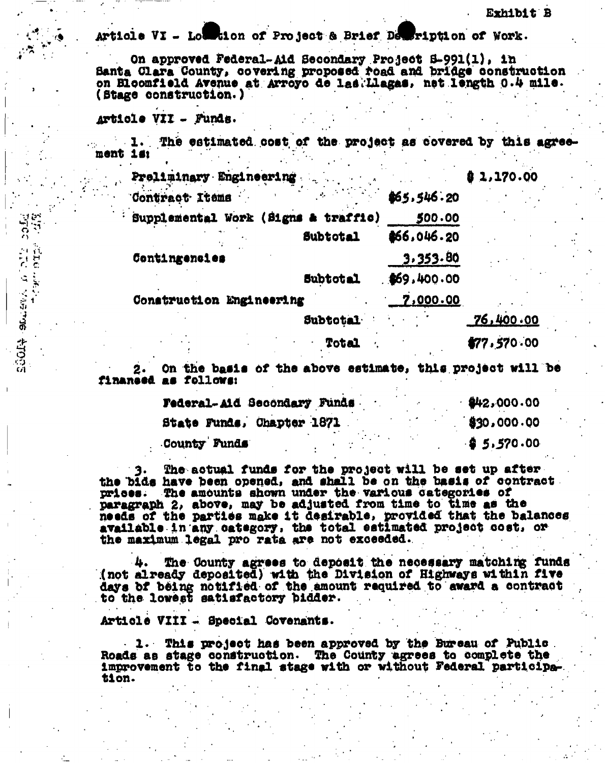Exhibit B

Article VI - Location of Project & Brief Description of Work.

On approved Federal-Aid Secondary Project S-991(1), in Santa Clara County, covering proposed road and bridge construction on Bloomfield Avenue at Arroyo de las Llagas, net length 0.4 mile. (Stage construction.)

Article VII - Funds.

1. The estimated cost of the project as covered by this agreement is:

| | | |
|---|---|---|
| Preliminary Engineering | | $ 1,170.00 |
| Contract Items | $65,546.20 | |
| Supplemental Work (Signs & traffic) | 500.00 | |
| Subtotal | $66,046.20 | |
| Contingencies | 3,353.80 | |
| Subtotal | $69,400.00 | |
| Construction Engineering | 7,000.00 | |
| Subtotal | | 76,400.00 |
| Total | | $77,570.00 |

2. On the basis of the above estimate, this project will be financed as follows:

| | |
|---|---|
| Federal-Aid Secondary Funds | $42,000.00 |
| State Funds, Chapter 1871 | $30,000.00 |
| County Funds | $ 5,570.00 |

3. The actual funds for the project will be set up after the bids have been opened, and shall be on the basis of contract prices. The amounts shown under the various categories of paragraph 2, above, may be adjusted from time to time as the needs of the parties make it desirable, provided that the balances available in any category, the total estimated project cost, or the maximum legal pro rata are not exceeded.

4. The County agrees to deposit the necessary matching funds (not already deposited) with the Division of Highways within five days of being notified of the amount required to award a contract to the lowest satisfactory bidder.

Article VIII - Special Covenants.

1. This project has been approved by the Bureau of Public Roads as stage construction. The County agrees to complete the improvement to the final stage with or without Federal participation.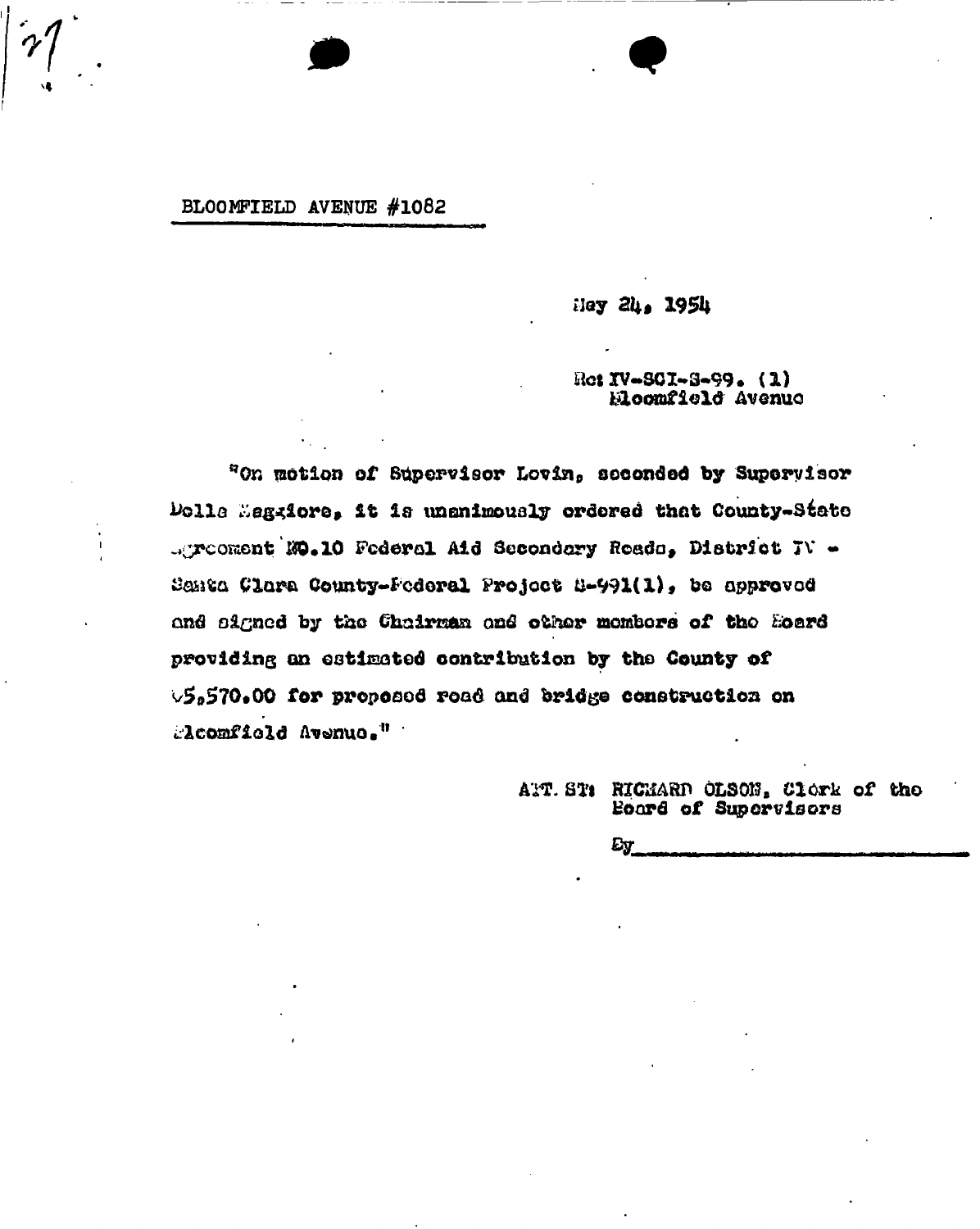BLOOMFIELD AVENUE #1082

May 24, 1954

Re: IV-SCl-S-99. (1)
Bloomfield Avenue

"On motion of Supervisor Levin, seconded by Supervisor Della Maggiore, it is unanimously ordered that County-State Agreement NO.10 Federal Aid Secondary Roads, District IV - Santa Clara County-Federal Project S-991(1), be approved and signed by the Chairman and other members of the Board providing an estimated contribution by the County of $5,570.00 for proposed road and bridge construction on Bloomfield Avenue."

ATTEST: RICHARD OLSON, Clerk of the Board of Supervisors

By\_\_\_\_\_\_\_\_\_\_\_\_\_\_\_\_\_\_\_\_\_\_\_\_\_\_\_\_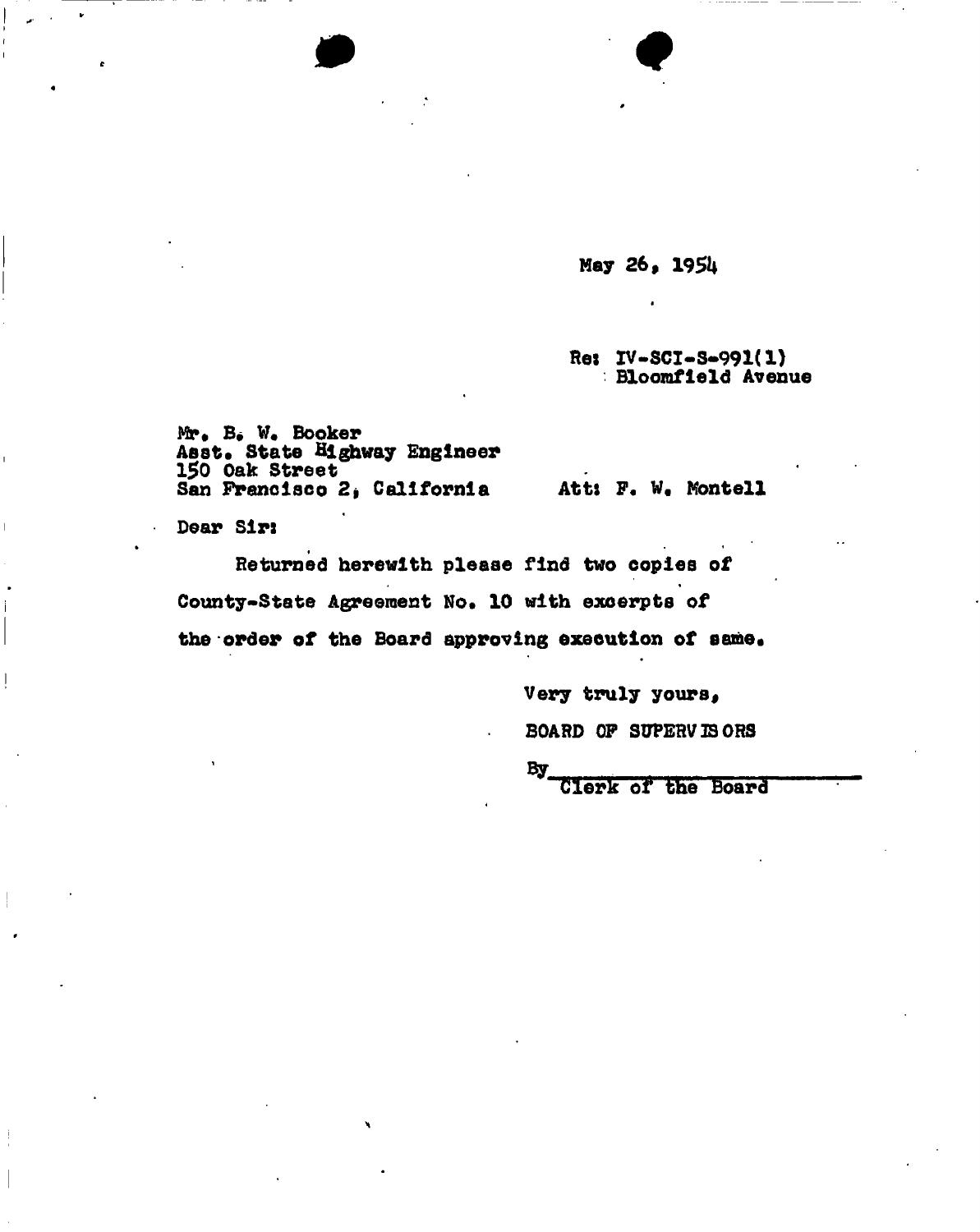May 26, 1954

Re: IV-SCI-S-991(1)
Bloomfield Avenue

Mr. B. W. Booker
Asst. State Highway Engineer
150 Oak Street
San Francisco 2, California

Att: F. W. Montell

Dear Sir:

Returned herewith please find two copies of County-State Agreement No. 10 with excerpts of the order of the Board approving execution of same.

Very truly yours,

BOARD OF SUPERVISORS

By\_\_\_\_\_\_\_\_\_\_\_\_\_\_\_\_\_\_\_\_
Clerk of the Board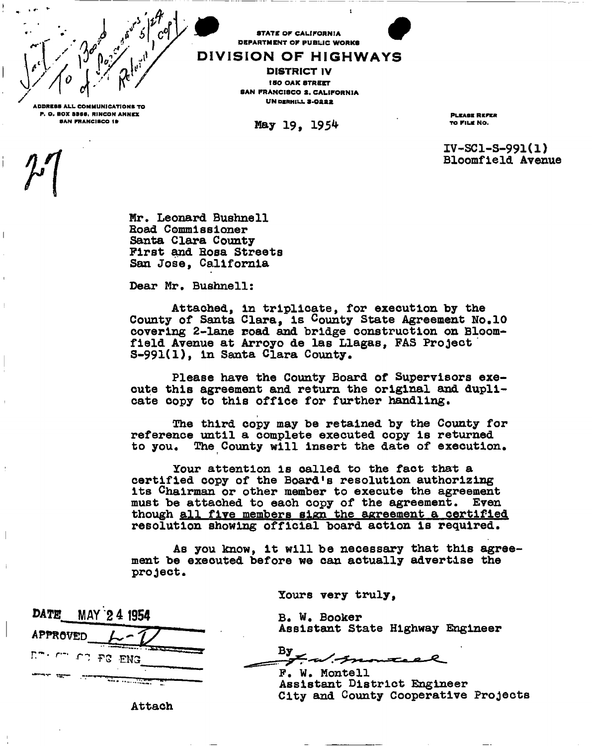STATE OF CALIFORNIA
DEPARTMENT OF PUBLIC WORKS

# DIVISION OF HIGHWAYS

DISTRICT IV
150 OAK STREET
SAN FRANCISCO 2, CALIFORNIA
UNDERHILL 3-0222

ADDRESS ALL COMMUNICATIONS TO
P. O. BOX 3366, RINCON ANNEX
SAN FRANCISCO 19

May 19, 1954

PLEASE REFER TO FILE NO.

IV-SCl-S-991(1)
Bloomfield Avenue

Mr. Leonard Bushnell
Road Commissioner
Santa Clara County
First and Rosa Streets
San Jose, California

Dear Mr. Bushnell:

Attached, in triplicate, for execution by the County of Santa Clara, is County State Agreement No.10 covering 2-lane road and bridge construction on Bloomfield Avenue at Arroyo de las Llagas, FAS Project S-991(1), in Santa Clara County.

Please have the County Board of Supervisors execute this agreement and return the original and duplicate copy to this office for further handling.

The third copy may be retained by the County for reference until a complete executed copy is returned to you. The County will insert the date of execution.

Your attention is called to the fact that a certified copy of the Board's resolution authorizing its Chairman or other member to execute the agreement must be attached to each copy of the agreement. Even though <u>all five members sign the agreement a certified</u> resolution showing official board action is required.

As you know, it will be necessary that this agreement be executed before we can actually advertise the project.

Yours very truly,

B. W. Booker
Assistant State Highway Engineer

By F. W. Montell

F. W. Montell
Assistant District Engineer
City and County Cooperative Projects

DATE MAY 24 1954
APPROVED

Attach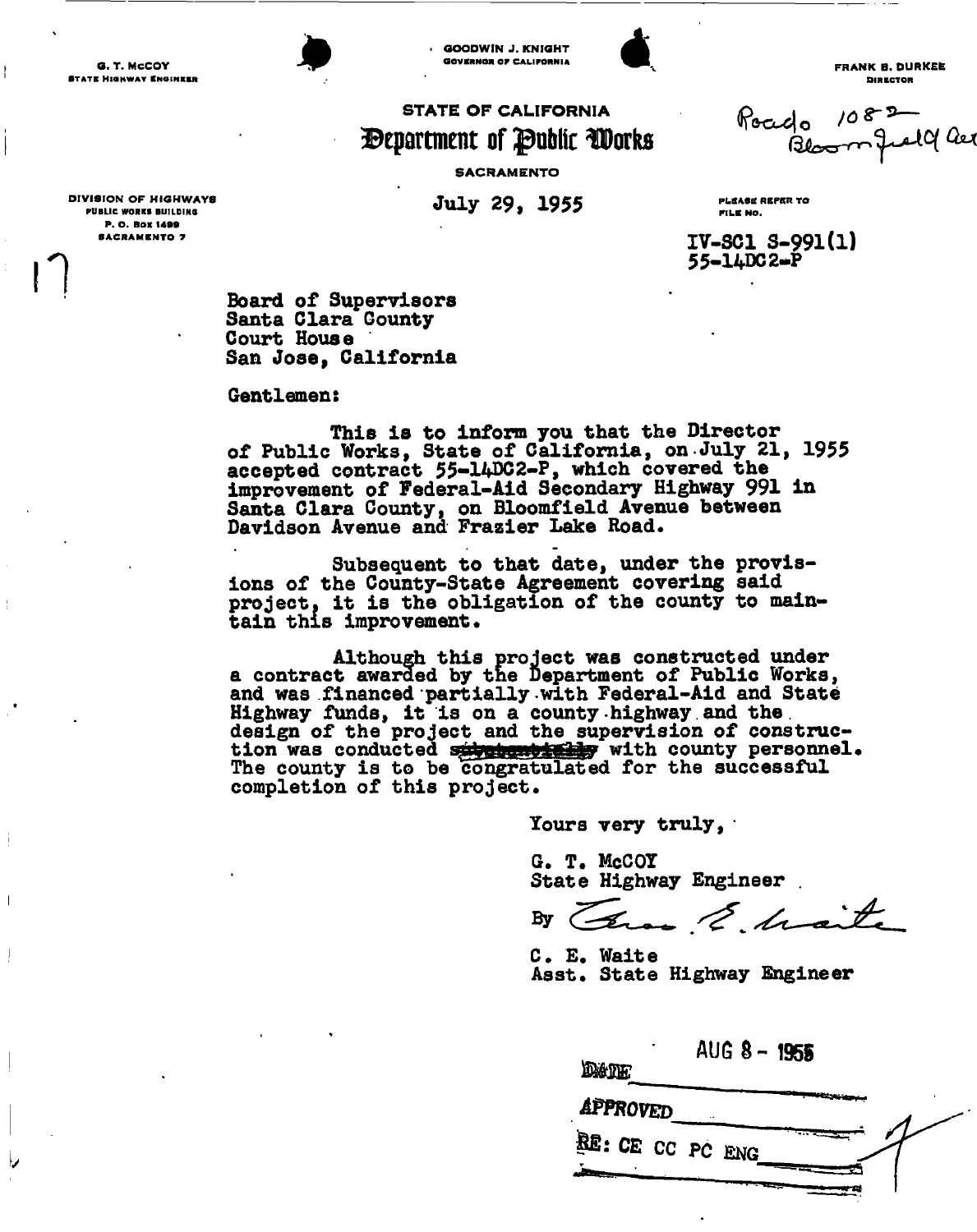G. T. McCOY
STATE HIGHWAY ENGINEER

GOODWIN J. KNIGHT
GOVERNOR OF CALIFORNIA

FRANK B. DURKEE
DIRECTOR

Road 1082 Bloomfield Ave

# STATE OF CALIFORNIA
# Department of Public Works
SACRAMENTO

DIVISION OF HIGHWAYS
PUBLIC WORKS BUILDING
P. O. BOX 1499
SACRAMENTO 7

July 29, 1955

PLEASE REFER TO FILE NO.

IV-SCl S-991(1)
55-14DC2-P

17

Board of Supervisors
Santa Clara County
Court House
San Jose, California

Gentlemen:

This is to inform you that the Director of Public Works, State of California, on July 21, 1955 accepted contract 55-14DC2-P, which covered the improvement of Federal-Aid Secondary Highway 991 in Santa Clara County, on Bloomfield Avenue between Davidson Avenue and Frazier Lake Road.

Subsequent to that date, under the provisions of the County-State Agreement covering said project, it is the obligation of the county to maintain this improvement.

Although this project was constructed under a contract awarded by the Department of Public Works, and was financed partially with Federal-Aid and State Highway funds, it is on a county highway and the design of the project and the supervision of construction was conducted ~~substantially~~ with county personnel. The county is to be congratulated for the successful completion of this project.

Yours very truly,

G. T. McCOY
State Highway Engineer

By *Chas. E. Waite*

C. E. Waite
Asst. State Highway Engineer

DATE AUG 8 - 1955
APPROVED
RE: CE CC PC ENG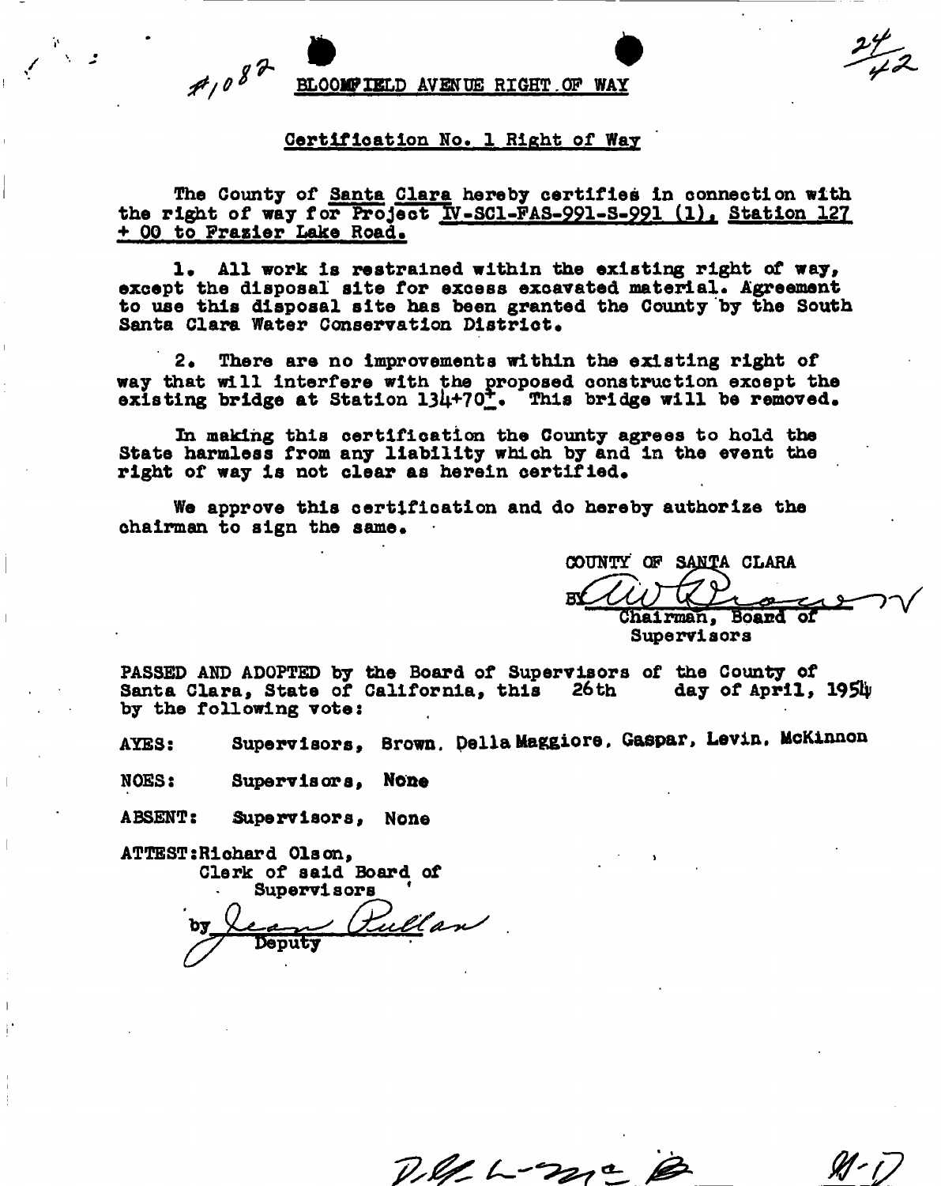#1082 BLOOMFIELD AVENUE RIGHT OF WAY

24/42

Certification No. 1 Right of Way

The County of Santa Clara hereby certifies in connection with the right of way for Project IV-SCl-FAS-991-S-991 (1), Station 127 + 00 to Frazier Lake Road.

1. All work is restrained within the existing right of way, except the disposal site for excess excavated material. Agreement to use this disposal site has been granted the County by the South Santa Clara Water Conservation District.

2. There are no improvements within the existing right of way that will interfere with the proposed construction except the existing bridge at Station 134+70±. This bridge will be removed.

In making this certification the County agrees to hold the State harmless from any liability which by and in the event the right of way is not clear as herein certified.

We approve this certification and do hereby authorize the chairman to sign the same.

COUNTY OF SANTA CLARA

BY *[signature]*
Chairman, Board of Supervisors

PASSED AND ADOPTED by the Board of Supervisors of the County of Santa Clara, State of California, this 26th day of April, 1954 by the following vote:

AYES: Supervisors, Brown, Della Maggiore, Gaspar, Levin, McKinnon

NOES: Supervisors, None

ABSENT: Supervisors, None

ATTEST: Richard Olson,
Clerk of said Board of Supervisors

by Jean Pullan
Deputy

D.H. L-2210 B

M-17